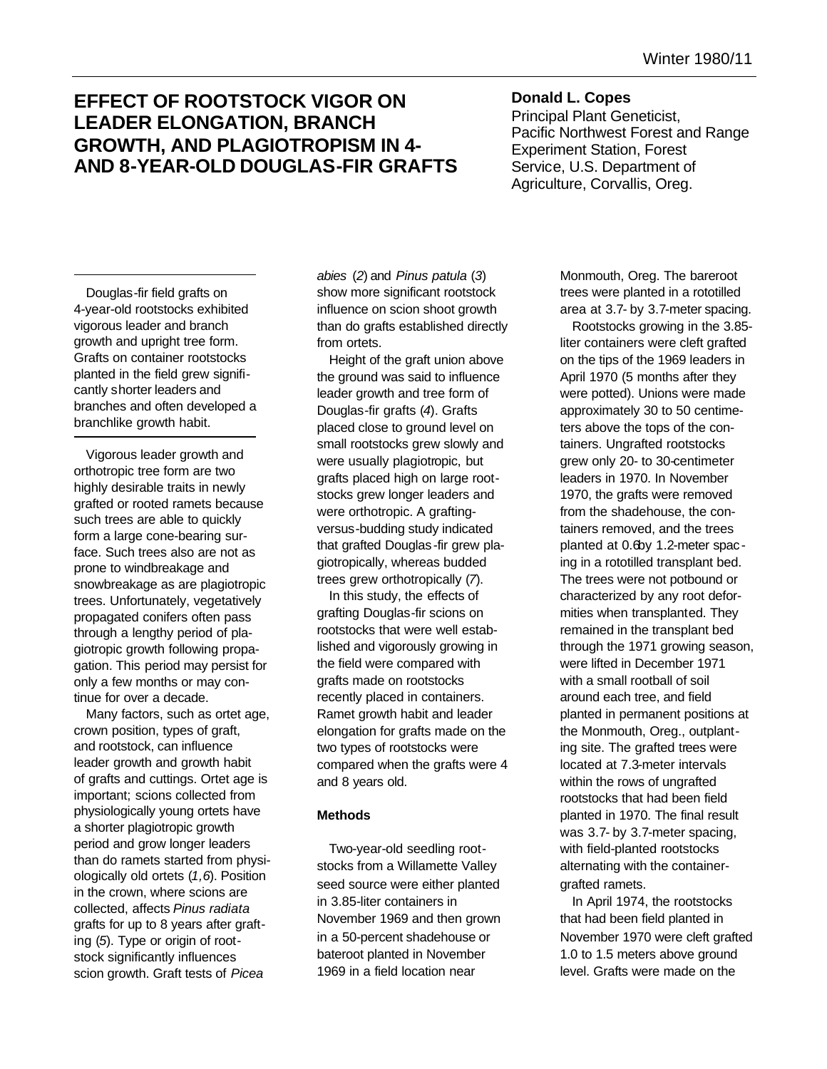# EFFECT OF ROOTSTOCK VIGOR ON LEADER ELONGATION, BRANCH GROWTH, AND PLAGIOTROPISM IN 4- AND 8-YEAR-OLD DOUGLAS-FIR GRAFTS

**Donald L. Copes**

Principal Plant Geneticist, Pacific Northwest Forest and Range Experiment Station, Forest Service, U.S. Department of Agriculture, Corvallis, Oreg.

Douglas-fir field grafts on 4-year-old rootstocks exhibited vigorous leader and branch growth and upright tree form. Grafts on container rootstocks planted in the field grew significantly shorter leaders and branches and often developed a branchlike growth habit.

Vigorous leader growth and orthotropic tree form are two highly desirable traits in newly grafted or rooted ramets because such trees are able to quickly form a large cone-bearing surface. Such trees also are not as prone to windbreakage and snowbreakage as are plagiotropic trees. Unfortunately, vegetatively propagated conifers often pass through a lengthy period of plagiotropic growth following propagation. This period may persist for only a few months or may continue for over a decade.

Many factors, such as ortet age, crown position, types of graft, and rootstock, can influence leader growth and growth habit of grafts and cuttings. Ortet age is important; scions collected from physiologically young ortets have a shorter plagiotropic growth period and grow longer leaders than do ramets started from physiologically old ortets (*1,6*). Position in the crown, where scions are collected, affects *Pinus radiata* grafts for up to 8 years after grafting (*5*). Type or origin of rootstock significantly influences scion growth. Graft tests of *Picea abies* (*2*) and *Pinus patula* (*3*) show more significant rootstock influence on scion shoot growth than do grafts established directly from ortets.

Height of the graft union above the ground was said to influence leader growth and tree form of Douglas-fir grafts (*4*). Grafts placed close to ground level on small rootstocks grew slowly and were usually plagiotropic, but grafts placed high on large rootstocks grew longer leaders and were orthotropic. A grafting-versus-budding study indicated that grafted Douglas-fir grew plagiotropically, whereas budded trees grew orthotropically (*7*).

In this study, the effects of grafting Douglas-fir scions on rootstocks that were well established and vigorously growing in the field were compared with grafts made on rootstocks recently placed in containers. Ramet growth habit and leader elongation for grafts made on the two types of rootstocks were compared when the grafts were 4 and 8 years old.

## Methods

Two-year-old seedling rootstocks from a Willamette Valley seed source were either planted in 3.85-liter containers in November 1969 and then grown in a 50-percent shadehouse or bateroot planted in November 1969 in a field location near Monmouth, Oreg. The bareroot trees were planted in a rototilled area at 3.7- by 3.7-meter spacing.

Rootstocks growing in the 3.85-liter containers were cleft grafted on the tips of the 1969 leaders in April 1970 (5 months after they were potted). Unions were made approximately 30 to 50 centimeters above the tops of the containers. Ungrafted rootstocks grew only 20- to 30-centimeter leaders in 1970. In November 1970, the grafts were removed from the shadehouse, the containers removed, and the trees planted at 0.6 by 1.2-meter spacing in a rototilled transplant bed. The trees were not potbound or characterized by any root deformities when transplanted. They remained in the transplant bed through the 1971 growing season, were lifted in December 1971 with a small rootball of soil around each tree, and field planted in permanent positions at the Monmouth, Oreg., outplanting site. The grafted trees were located at 7.3-meter intervals within the rows of ungrafted rootstocks that had been field planted in 1970. The final result was 3.7- by 3.7-meter spacing, with field-planted rootstocks alternating with the container-grafted ramets.

In April 1974, the rootstocks that had been field planted in November 1970 were cleft grafted 1.0 to 1.5 meters above ground level. Grafts were made on the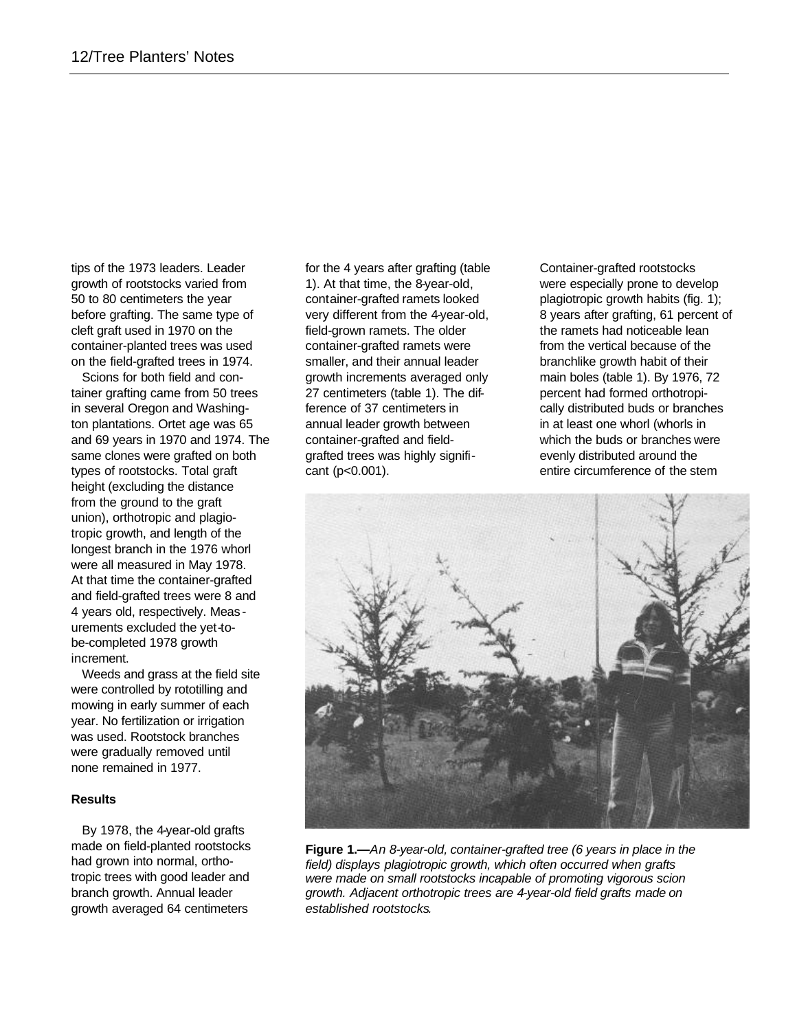tips of the 1973 leaders. Leader growth of rootstocks varied from 50 to 80 centimeters the year before grafting. The same type of cleft graft used in 1970 on the container-planted trees was used on the field-grafted trees in 1974.

Scions for both field and container grafting came from 50 trees in several Oregon and Washington plantations. Ortet age was 65 and 69 years in 1970 and 1974. The same clones were grafted on both types of rootstocks. Total graft height (excluding the distance from the ground to the graft union), orthotropic and plagiotropic growth, and length of the longest branch in the 1976 whorl were all measured in May 1978. At that time the container-grafted and field-grafted trees were 8 and 4 years old, respectively. Measurements excluded the yet-to-be-completed 1978 growth increment.

Weeds and grass at the field site were controlled by rototilling and mowing in early summer of each year. No fertilization or irrigation was used. Rootstock branches were gradually removed until none remained in 1977.

**Results**

By 1978, the 4-year-old grafts made on field-planted rootstocks had grown into normal, orthotropic trees with good leader and branch growth. Annual leader growth averaged 64 centimeters for the 4 years after grafting (table 1). At that time, the 8-year-old, container-grafted ramets looked very different from the 4-year-old, field-grown ramets. The older container-grafted ramets were smaller, and their annual leader growth increments averaged only 27 centimeters (table 1). The difference of 37 centimeters in annual leader growth between container-grafted and field-grafted trees was highly significant ($p<0.001$).

Container-grafted rootstocks were especially prone to develop plagiotropic growth habits (fig. 1); 8 years after grafting, 61 percent of the ramets had noticeable lean from the vertical because of the branchlike growth habit of their main boles (table 1). By 1976, 72 percent had formed orthotropically distributed buds or branches in at least one whorl (whorls in which the buds or branches were evenly distributed around the entire circumference of the stem

**Figure 1.—***An 8-year-old, container-grafted tree (6 years in place in the field) displays plagiotropic growth, which often occurred when grafts were made on small rootstocks incapable of promoting vigorous scion growth. Adjacent orthotropic trees are 4-year-old field grafts made on established rootstocks.*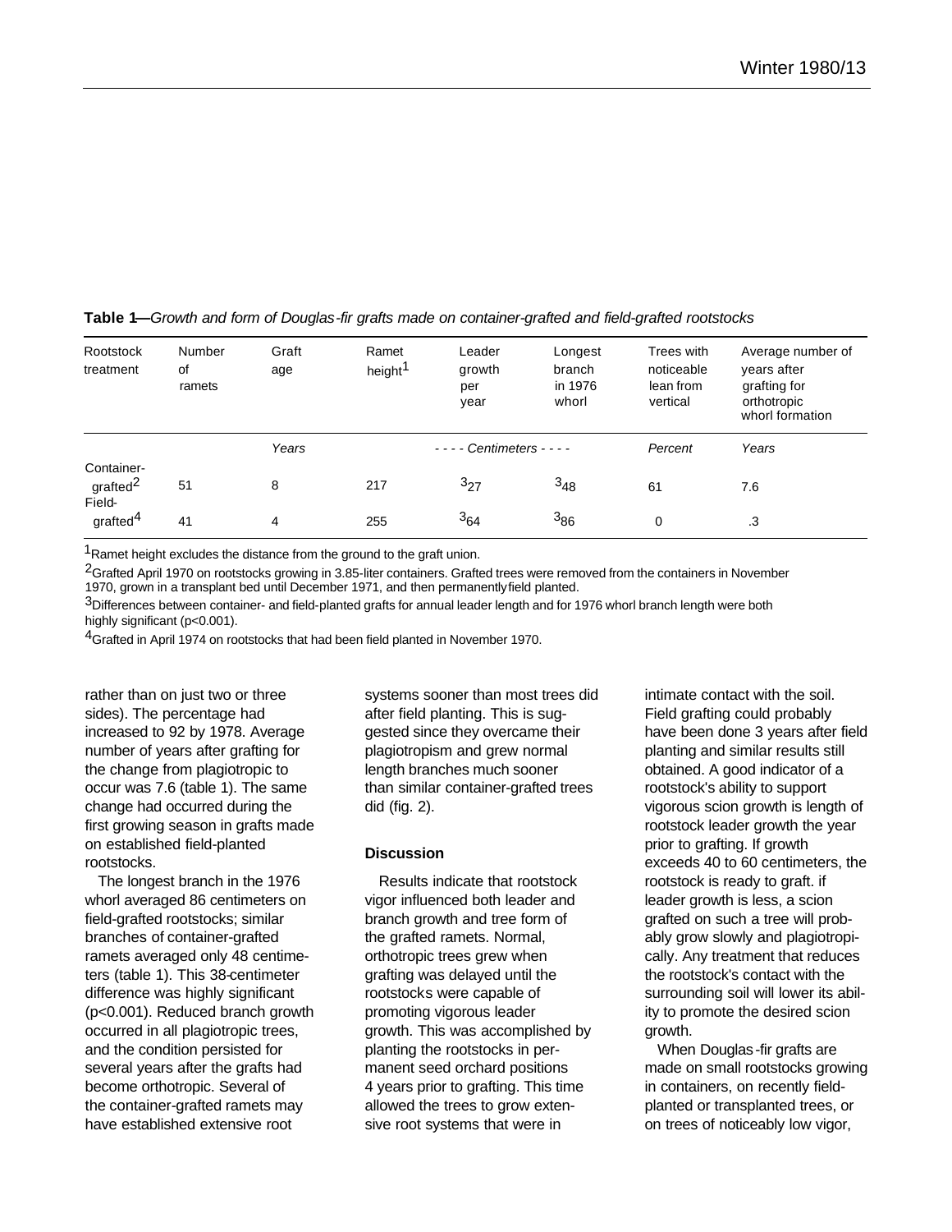**Table 1**—*Growth and form of Douglas-fir grafts made on container-grafted and field-grafted rootstocks*

| Rootstock treatment | Number of ramets | Graft age | Ramet height[1] | Leader growth per year | Longest branch in 1976 whorl | Trees with noticeable lean from vertical | Average number of years after grafting for orthotropic whorl formation |
|---|---|---|---|---|---|---|---|
| | | *Years* | *- - - - Centimeters - - - -* | | | *Percent* | *Years* |
| Container-grafted[2] | 51 | 8 | 217 | [3]27 | [3]48 | 61 | 7.6 |
| Field-grafted[4] | 41 | 4 | 255 | [3]64 | [3]86 | 0 | .3 |

[1]Ramet height excludes the distance from the ground to the graft union.

[2]Grafted April 1970 on rootstocks growing in 3.85-liter containers. Grafted trees were removed from the containers in November 1970, grown in a transplant bed until December 1971, and then permanently field planted.

[3]Differences between container- and field-planted grafts for annual leader length and for 1976 whorl branch length were both highly significant ($p<0.001$).

[4]Grafted in April 1974 on rootstocks that had been field planted in November 1970.

rather than on just two or three sides). The percentage had increased to 92 by 1978. Average number of years after grafting for the change from plagiotropic to occur was 7.6 (table 1). The same change had occurred during the first growing season in grafts made on established field-planted rootstocks.

The longest branch in the 1976 whorl averaged 86 centimeters on field-grafted rootstocks; similar branches of container-grafted ramets averaged only 48 centimeters (table 1). This 38-centimeter difference was highly significant ($p<0.001$). Reduced branch growth occurred in all plagiotropic trees, and the condition persisted for several years after the grafts had become orthotropic. Several of the container-grafted ramets may have established extensive root systems sooner than most trees did after field planting. This is suggested since they overcame their plagiotropism and grew normal length branches much sooner than similar container-grafted trees did (fig. 2).

## Discussion

Results indicate that rootstock vigor influenced both leader and branch growth and tree form of the grafted ramets. Normal, orthotropic trees grew when grafting was delayed until the rootstocks were capable of promoting vigorous leader growth. This was accomplished by planting the rootstocks in permanent seed orchard positions 4 years prior to grafting. This time allowed the trees to grow extensive root systems that were in intimate contact with the soil. Field grafting could probably have been done 3 years after field planting and similar results still obtained. A good indicator of a rootstock's ability to support vigorous scion growth is length of rootstock leader growth the year prior to grafting. If growth exceeds 40 to 60 centimeters, the rootstock is ready to graft. if leader growth is less, a scion grafted on such a tree will probably grow slowly and plagiotropically. Any treatment that reduces the rootstock's contact with the surrounding soil will lower its ability to promote the desired scion growth.

When Douglas-fir grafts are made on small rootstocks growing in containers, on recently field-planted or transplanted trees, or on trees of noticeably low vigor,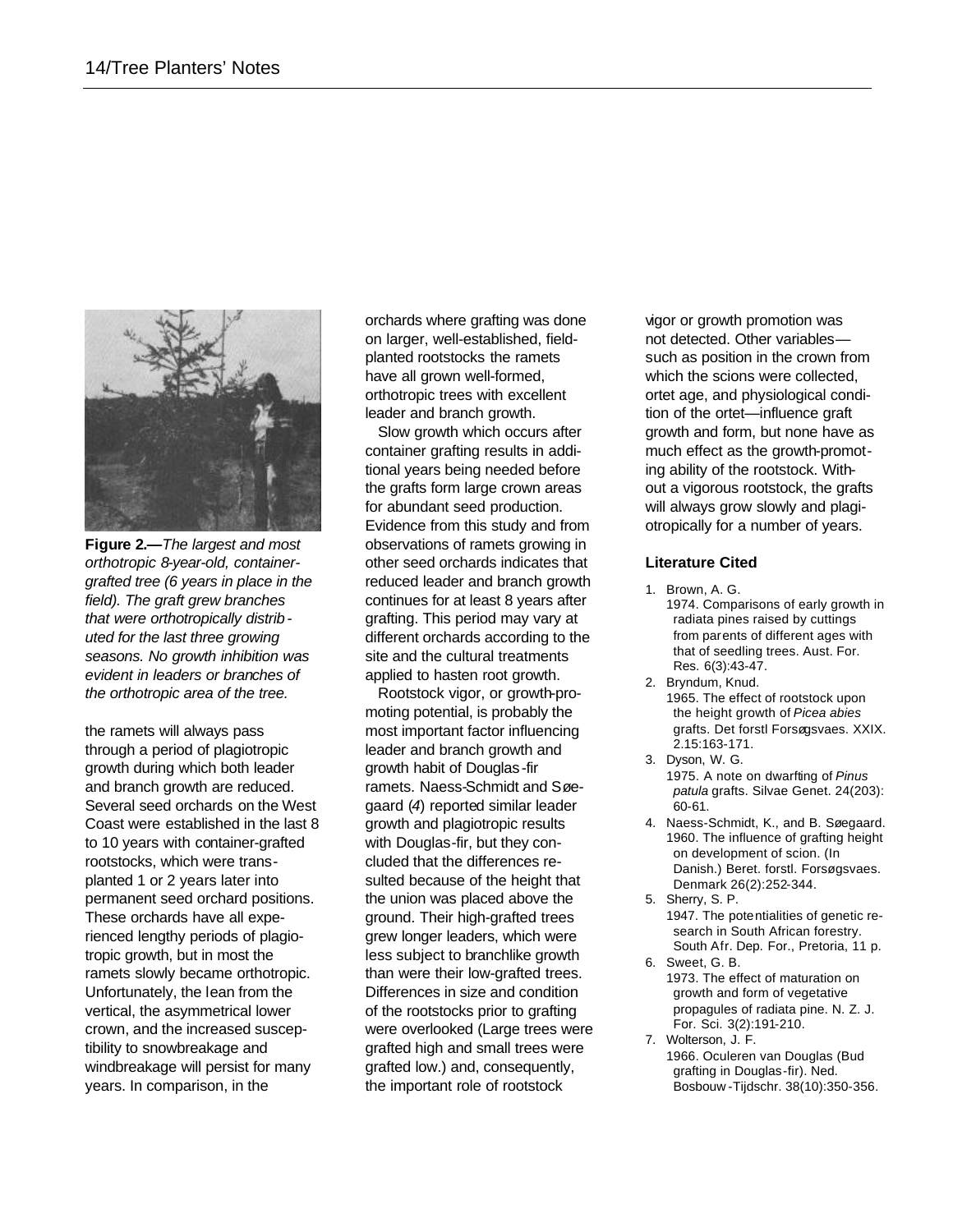**Figure 2.—**_The largest and most orthotropic 8-year-old, container-grafted tree (6 years in place in the field). The graft grew branches that were orthotropically distributed for the last three growing seasons. No growth inhibition was evident in leaders or branches of the orthotropic area of the tree._

the ramets will always pass through a period of plagiotropic growth during which both leader and branch growth are reduced. Several seed orchards on the West Coast were established in the last 8 to 10 years with container-grafted rootstocks, which were transplanted 1 or 2 years later into permanent seed orchard positions. These orchards have all experienced lengthy periods of plagiotropic growth, but in most the ramets slowly became orthotropic. Unfortunately, the lean from the vertical, the asymmetrical lower crown, and the increased susceptibility to snowbreakage and windbreakage will persist for many years. In comparison, in the orchards where grafting was done on larger, well-established, field-planted rootstocks the ramets have all grown well-formed, orthotropic trees with excellent leader and branch growth.

Slow growth which occurs after container grafting results in additional years being needed before the grafts form large crown areas for abundant seed production. Evidence from this study and from observations of ramets growing in other seed orchards indicates that reduced leader and branch growth continues for at least 8 years after grafting. This period may vary at different orchards according to the site and the cultural treatments applied to hasten root growth.

Rootstock vigor, or growth-promoting potential, is probably the most important factor influencing leader and branch growth and growth habit of Douglas-fir ramets. Naess-Schmidt and Søegaard (_4_) reported similar leader growth and plagiotropic results with Douglas-fir, but they concluded that the differences resulted because of the height that the union was placed above the ground. Their high-grafted trees grew longer leaders, which were less subject to branchlike growth than were their low-grafted trees. Differences in size and condition of the rootstocks prior to grafting were overlooked (Large trees were grafted high and small trees were grafted low.) and, consequently, the important role of rootstock vigor or growth promotion was not detected. Other variables—such as position in the crown from which the scions were collected, ortet age, and physiological condition of the ortet—influence graft growth and form, but none have as much effect as the growth-promoting ability of the rootstock. Without a vigorous rootstock, the grafts will always grow slowly and plagiotropically for a number of years.

### Literature Cited

1. Brown, A. G.
   1974. Comparisons of early growth in radiata pines raised by cuttings from parents of different ages with that of seedling trees. Aust. For. Res. 6(3):43-47.
2. Bryndum, Knud.
   1965. The effect of rootstock upon the height growth of _Picea abies_ grafts. Det forstl Forsøgsvaes. XXIX. 2.15:163-171.
3. Dyson, W. G.
   1975. A note on dwarfing of _Pinus patula_ grafts. Silvae Genet. 24(203): 60-61.
4. Naess-Schmidt, K., and B. Søegaard.
   1960. The influence of grafting height on development of scion. (In Danish.) Beret. forstl. Forsøgsvaes. Denmark 26(2):252-344.
5. Sherry, S. P.
   1947. The potentialities of genetic research in South African forestry. South Afr. Dep. For., Pretoria, 11 p.
6. Sweet, G. B.
   1973. The effect of maturation on growth and form of vegetative propagules of radiata pine. N. Z. J. For. Sci. 3(2):191-210.
7. Wolterson, J. F.
   1966. Oculeren van Douglas (Bud grafting in Douglas-fir). Ned. Bosbouw-Tijdschr. 38(10):350-356.